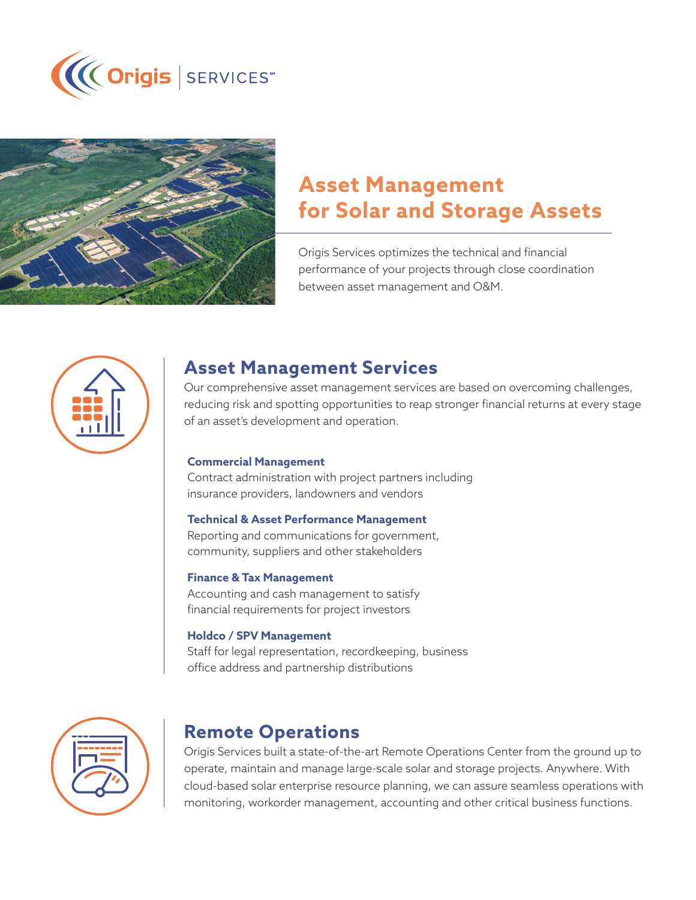Origis | SERVICES℠

# Asset Management for Solar and Storage Assets

Origis Services optimizes the technical and financial performance of your projects through close coordination between asset management and O&M.

## Asset Management Services

Our comprehensive asset management services are based on overcoming challenges, reducing risk and spotting opportunities to reap stronger financial returns at every stage of an asset's development and operation.

**Commercial Management**
Contract administration with project partners including insurance providers, landowners and vendors

**Technical & Asset Performance Management**
Reporting and communications for government, community, suppliers and other stakeholders

**Finance & Tax Management**
Accounting and cash management to satisfy financial requirements for project investors

**Holdco / SPV Management**
Staff for legal representation, recordkeeping, business office address and partnership distributions

## Remote Operations

Origis Services built a state-of-the-art Remote Operations Center from the ground up to operate, maintain and manage large-scale solar and storage projects. Anywhere. With cloud-based solar enterprise resource planning, we can assure seamless operations with monitoring, workorder management, accounting and other critical business functions.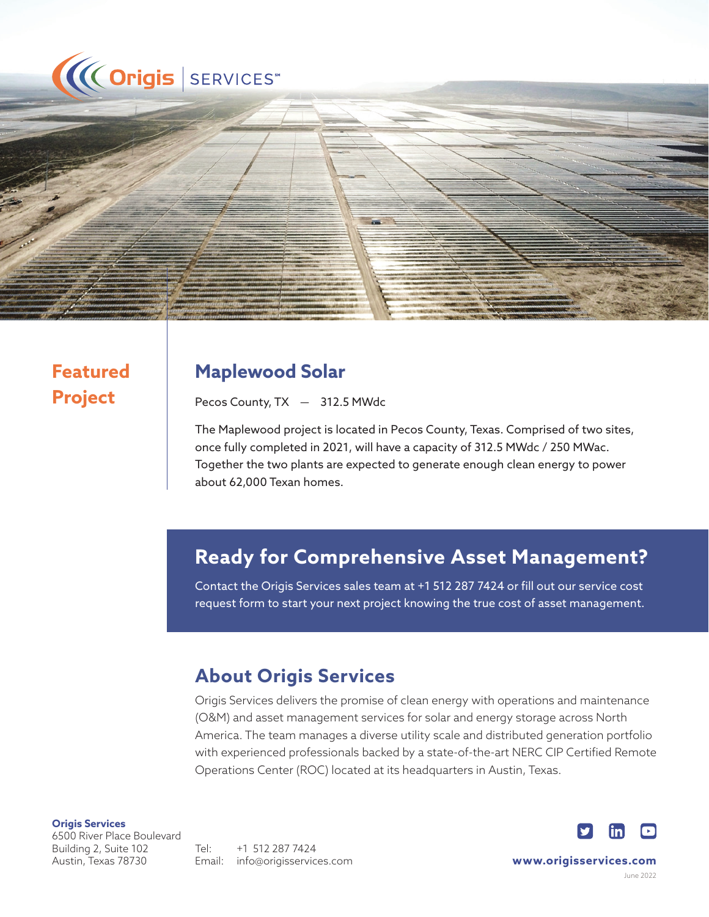Origis | SERVICES℠

## Featured Project

## Maplewood Solar

Pecos County, TX — 312.5 MWdc

The Maplewood project is located in Pecos County, Texas. Comprised of two sites, once fully completed in 2021, will have a capacity of 312.5 MWdc / 250 MWac. Together the two plants are expected to generate enough clean energy to power about 62,000 Texan homes.

## Ready for Comprehensive Asset Management?

Contact the Origis Services sales team at +1 512 287 7424 or fill out our service cost request form to start your next project knowing the true cost of asset management.

## About Origis Services

Origis Services delivers the promise of clean energy with operations and maintenance (O&M) and asset management services for solar and energy storage across North America. The team manages a diverse utility scale and distributed generation portfolio with experienced professionals backed by a state-of-the-art NERC CIP Certified Remote Operations Center (ROC) located at its headquarters in Austin, Texas.

**Origis Services**
6500 River Place Boulevard
Building 2, Suite 102
Austin, Texas 78730

Tel: +1 512 287 7424
Email: info@origisservices.com

**www.origisservices.com**

June 2022